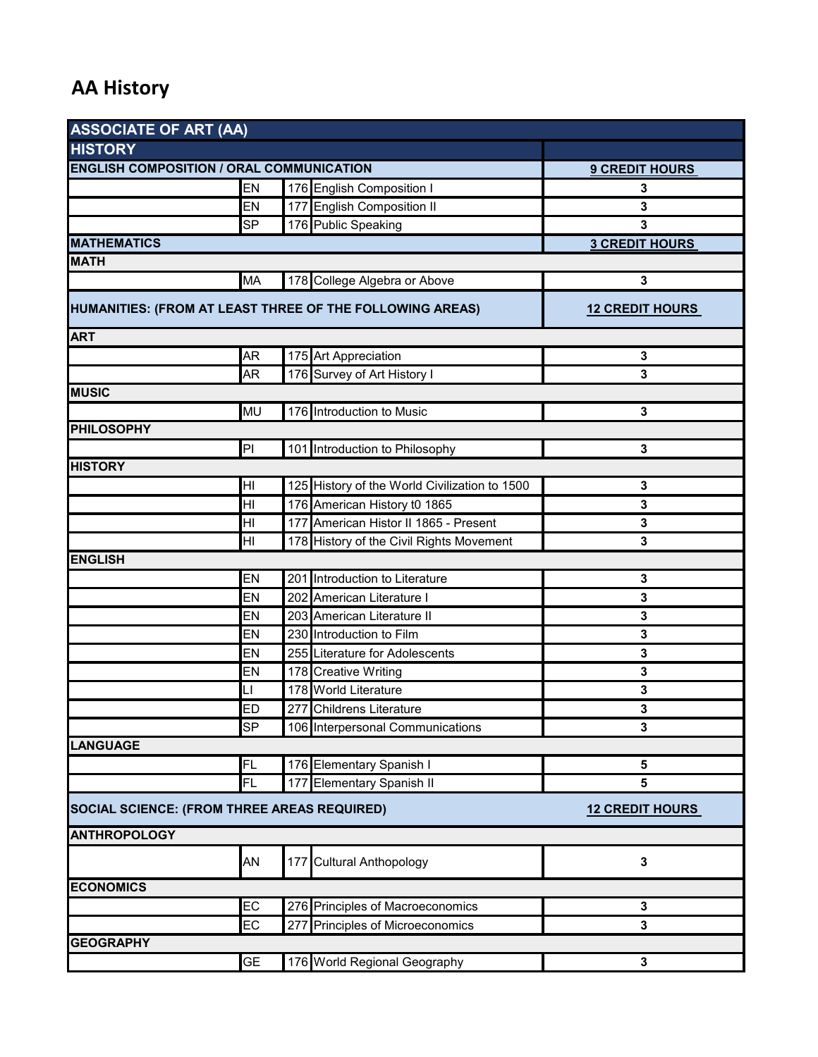# AA History

| ASSOCIATE OF ART (AA) | | | | |
|---|---|---|---|---|
| **HISTORY** | | | | |
| **ENGLISH COMPOSITION / ORAL COMMUNICATION** | | | | **9 CREDIT HOURS** |
| | EN | 176 | English Composition I | 3 |
| | EN | 177 | English Composition II | 3 |
| | SP | 176 | Public Speaking | 3 |
| **MATHEMATICS** | | | | **3 CREDIT HOURS** |
| **MATH** | | | | |
| | MA | 178 | College Algebra or Above | 3 |
| **HUMANITIES: (FROM AT LEAST THREE OF THE FOLLOWING AREAS)** | | | | **12 CREDIT HOURS** |
| **ART** | | | | |
| | AR | 175 | Art Appreciation | 3 |
| | AR | 176 | Survey of Art History I | 3 |
| **MUSIC** | | | | |
| | MU | 176 | Introduction to Music | 3 |
| **PHILOSOPHY** | | | | |
| | PI | 101 | Introduction to Philosophy | 3 |
| **HISTORY** | | | | |
| | HI | 125 | History of the World Civilization to 1500 | 3 |
| | HI | 176 | American History t0 1865 | 3 |
| | HI | 177 | American Histor II 1865 - Present | 3 |
| | HI | 178 | History of the Civil Rights Movement | 3 |
| **ENGLISH** | | | | |
| | EN | 201 | Introduction to Literature | 3 |
| | EN | 202 | American Literature I | 3 |
| | EN | 203 | American Literature II | 3 |
| | EN | 230 | Introduction to Film | 3 |
| | EN | 255 | Literature for Adolescents | 3 |
| | EN | 178 | Creative Writing | 3 |
| | LI | 178 | World Literature | 3 |
| | ED | 277 | Childrens Literature | 3 |
| | SP | 106 | Interpersonal Communications | 3 |
| **LANGUAGE** | | | | |
| | FL | 176 | Elementary Spanish I | 5 |
| | FL | 177 | Elementary Spanish II | 5 |
| **SOCIAL SCIENCE: (FROM THREE AREAS REQUIRED)** | | | | **12 CREDIT HOURS** |
| **ANTHROPOLOGY** | | | | |
| | AN | 177 | Cultural Anthopology | 3 |
| **ECONOMICS** | | | | |
| | EC | 276 | Principles of Macroeconomics | 3 |
| | EC | 277 | Principles of Microeconomics | 3 |
| **GEOGRAPHY** | | | | |
| | GE | 176 | World Regional Geography | 3 |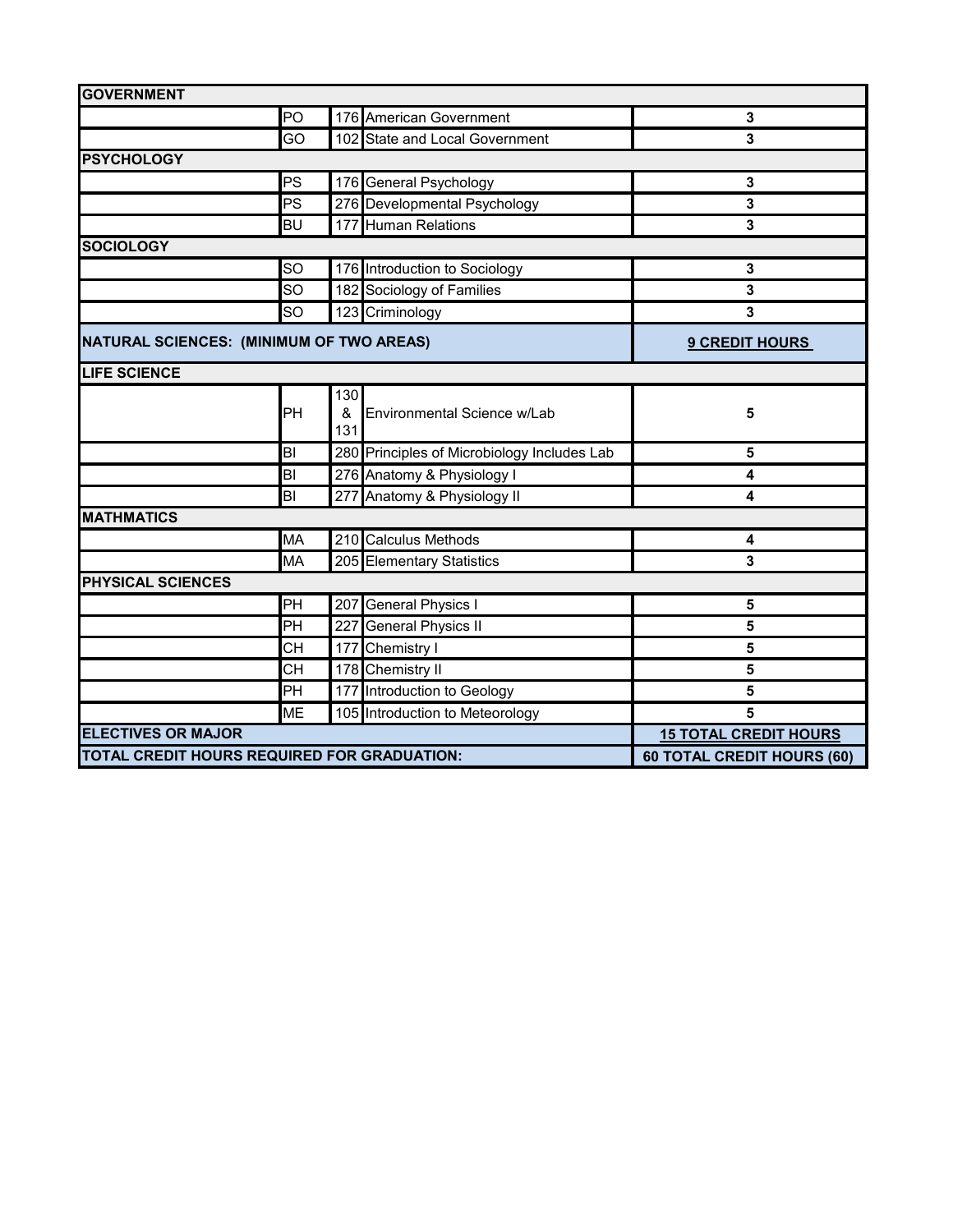| | | | | |
|---|---|---|---|---|
| **GOVERNMENT** | | | | |
| | PO | 176 | American Government | **3** |
| | GO | 102 | State and Local Government | **3** |
| **PSYCHOLOGY** | | | | |
| | PS | 176 | General Psychology | **3** |
| | PS | 276 | Developmental Psychology | **3** |
| | BU | 177 | Human Relations | **3** |
| **SOCIOLOGY** | | | | |
| | SO | 176 | Introduction to Sociology | **3** |
| | SO | 182 | Sociology of Families | **3** |
| | SO | 123 | Criminology | **3** |
| **NATURAL SCIENCES: (MINIMUM OF TWO AREAS)** | | | | **9 CREDIT HOURS** |
| **LIFE SCIENCE** | | | | |
| | PH | 130 & 131 | Environmental Science w/Lab | **5** |
| | BI | 280 | Principles of Microbiology Includes Lab | **5** |
| | BI | 276 | Anatomy & Physiology I | **4** |
| | BI | 277 | Anatomy & Physiology II | **4** |
| **MATHMATICS** | | | | |
| | MA | 210 | Calculus Methods | **4** |
| | MA | 205 | Elementary Statistics | **3** |
| **PHYSICAL SCIENCES** | | | | |
| | PH | 207 | General Physics I | **5** |
| | PH | 227 | General Physics II | **5** |
| | CH | 177 | Chemistry I | **5** |
| | CH | 178 | Chemistry II | **5** |
| | PH | 177 | Introduction to Geology | **5** |
| | ME | 105 | Introduction to Meteorology | **5** |
| **ELECTIVES OR MAJOR** | | | | **15 TOTAL CREDIT HOURS** |
| **TOTAL CREDIT HOURS REQUIRED FOR GRADUATION:** | | | | **60 TOTAL CREDIT HOURS (60)** |